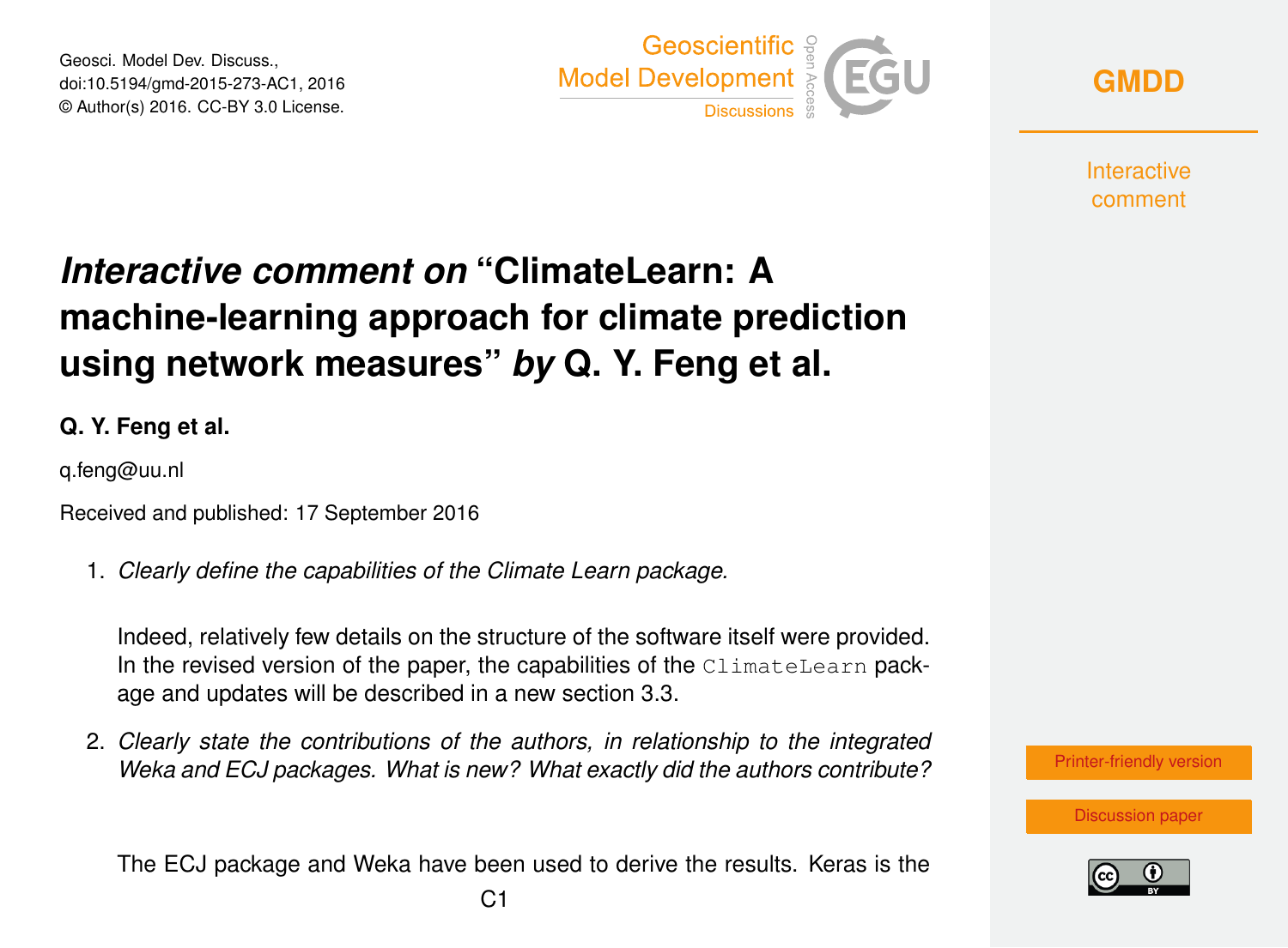Geosci. Model Dev. Discuss.,
doi:10.5194/gmd-2015-273-AC1, 2016
© Author(s) 2016. CC-BY 3.0 License.

# *Interactive comment on* "ClimateLearn: A machine-learning approach for climate prediction using network measures" *by* Q. Y. Feng et al.

**Q. Y. Feng et al.**

q.feng@uu.nl

Received and published: 17 September 2016

1. *Clearly define the capabilities of the Climate Learn package.*

   Indeed, relatively few details on the structure of the software itself were provided. In the revised version of the paper, the capabilities of the `ClimateLearn` package and updates will be described in a new section 3.3.

2. *Clearly state the contributions of the authors, in relationship to the integrated Weka and ECJ packages. What is new? What exactly did the authors contribute?*

   The ECJ package and Weka have been used to derive the results. Keras is the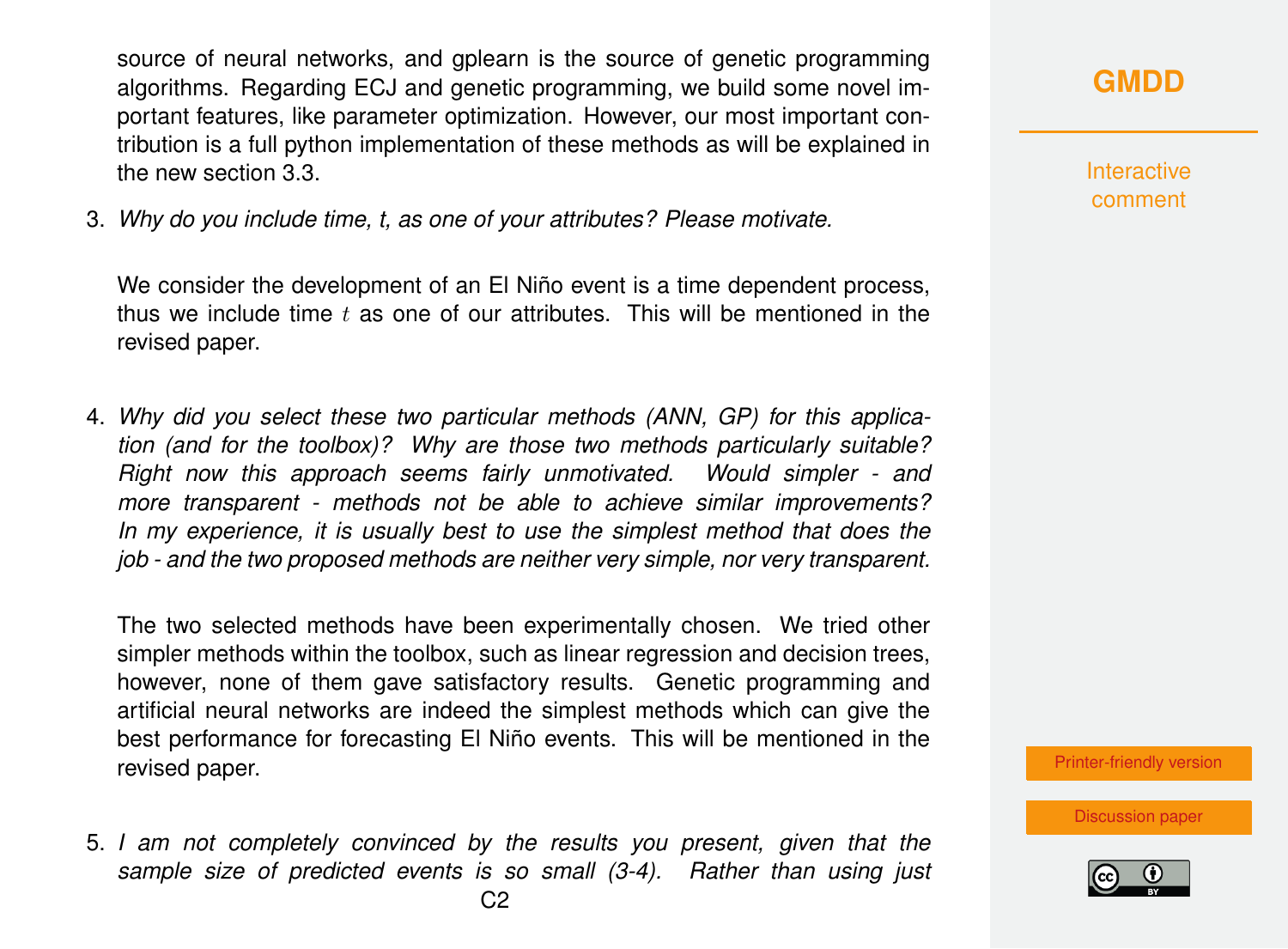source of neural networks, and gplearn is the source of genetic programming algorithms. Regarding ECJ and genetic programming, we build some novel important features, like parameter optimization. However, our most important contribution is a full python implementation of these methods as will be explained in the new section 3.3.

3. *Why do you include time, t, as one of your attributes? Please motivate.*

   We consider the development of an El Niño event is a time dependent process, thus we include time $t$ as one of our attributes. This will be mentioned in the revised paper.

4. *Why did you select these two particular methods (ANN, GP) for this application (and for the toolbox)? Why are those two methods particularly suitable? Right now this approach seems fairly unmotivated. Would simpler - and more transparent - methods not be able to achieve similar improvements? In my experience, it is usually best to use the simplest method that does the job - and the two proposed methods are neither very simple, nor very transparent.*

   The two selected methods have been experimentally chosen. We tried other simpler methods within the toolbox, such as linear regression and decision trees, however, none of them gave satisfactory results. Genetic programming and artificial neural networks are indeed the simplest methods which can give the best performance for forecasting El Niño events. This will be mentioned in the revised paper.

5. *I am not completely convinced by the results you present, given that the sample size of predicted events is so small (3-4). Rather than using just*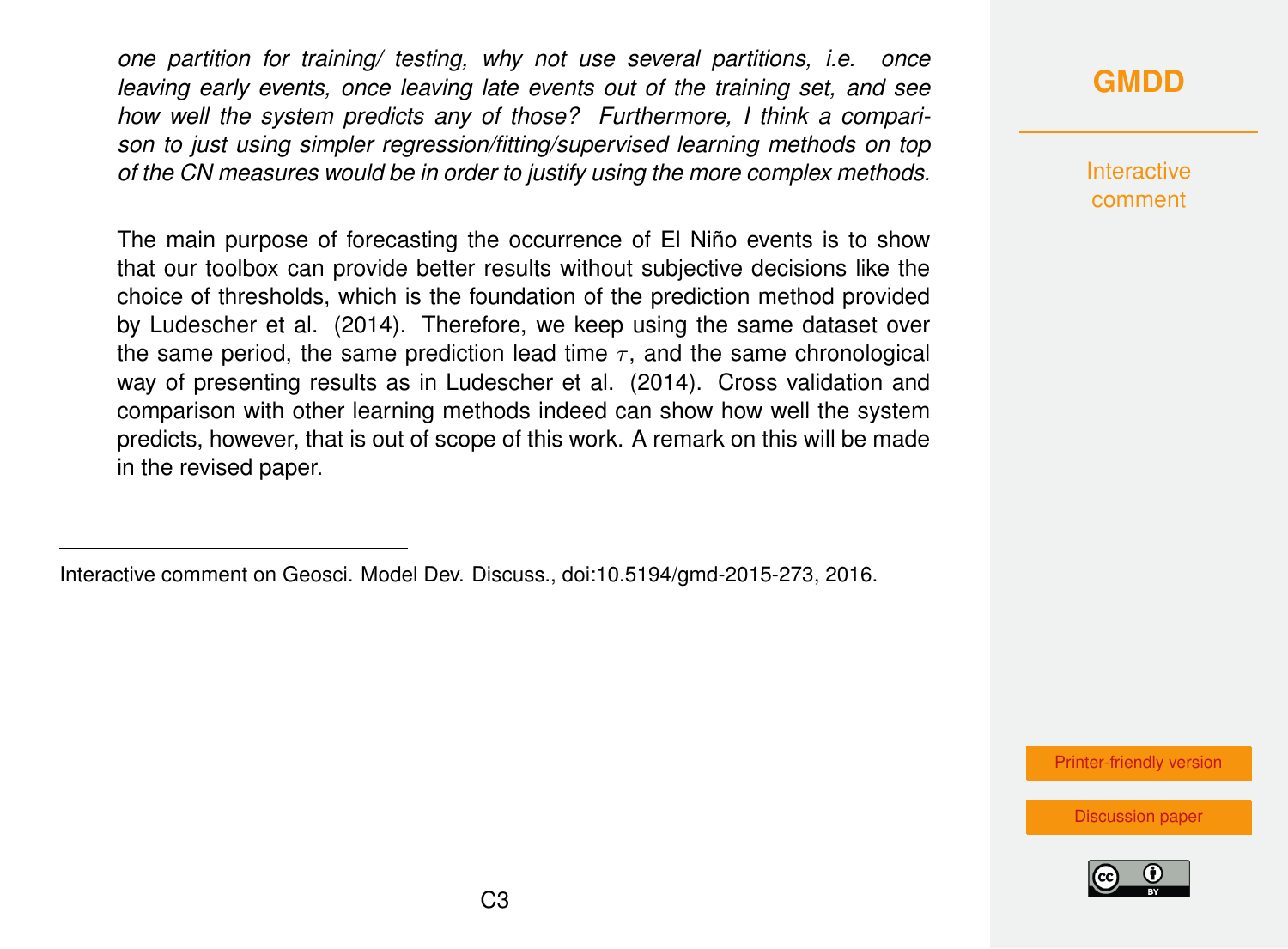*one partition for training/ testing, why not use several partitions, i.e. once leaving early events, once leaving late events out of the training set, and see how well the system predicts any of those? Furthermore, I think a comparison to just using simpler regression/fitting/supervised learning methods on top of the CN measures would be in order to justify using the more complex methods.*

The main purpose of forecasting the occurrence of El Niño events is to show that our toolbox can provide better results without subjective decisions like the choice of thresholds, which is the foundation of the prediction method provided by Ludescher et al. (2014). Therefore, we keep using the same dataset over the same period, the same prediction lead time $\tau$, and the same chronological way of presenting results as in Ludescher et al. (2014). Cross validation and comparison with other learning methods indeed can show how well the system predicts, however, that is out of scope of this work. A remark on this will be made in the revised paper.

---

Interactive comment on Geosci. Model Dev. Discuss., doi:10.5194/gmd-2015-273, 2016.